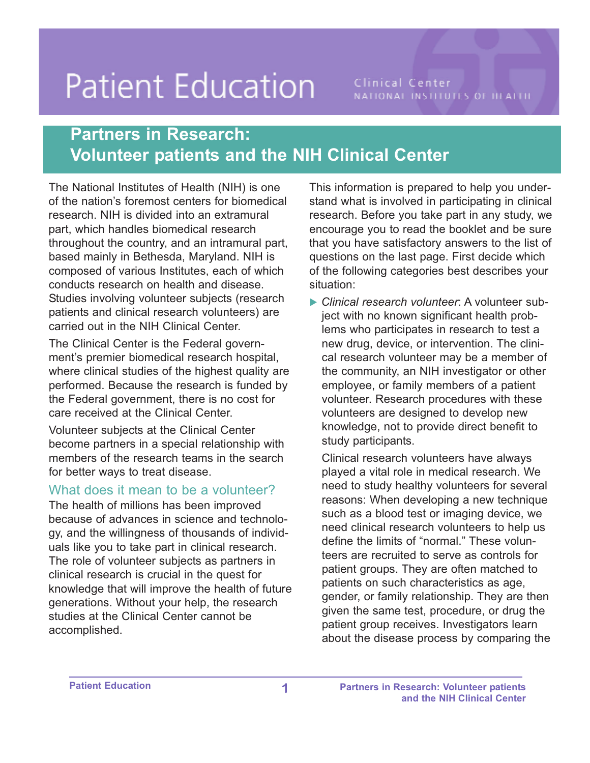# Patient Education

Clinical Center
NATIONAL INSTITUTES OF HEALTH

## Partners in Research: Volunteer patients and the NIH Clinical Center

The National Institutes of Health (NIH) is one of the nation's foremost centers for biomedical research. NIH is divided into an extramural part, which handles biomedical research throughout the country, and an intramural part, based mainly in Bethesda, Maryland. NIH is composed of various Institutes, each of which conducts research on health and disease. Studies involving volunteer subjects (research patients and clinical research volunteers) are carried out in the NIH Clinical Center.

The Clinical Center is the Federal government's premier biomedical research hospital, where clinical studies of the highest quality are performed. Because the research is funded by the Federal government, there is no cost for care received at the Clinical Center.

Volunteer subjects at the Clinical Center become partners in a special relationship with members of the research teams in the search for better ways to treat disease.

### What does it mean to be a volunteer?

The health of millions has been improved because of advances in science and technology, and the willingness of thousands of individuals like you to take part in clinical research. The role of volunteer subjects as partners in clinical research is crucial in the quest for knowledge that will improve the health of future generations. Without your help, the research studies at the Clinical Center cannot be accomplished.

This information is prepared to help you understand what is involved in participating in clinical research. Before you take part in any study, we encourage you to read the booklet and be sure that you have satisfactory answers to the list of questions on the last page. First decide which of the following categories best describes your situation:

- *Clinical research volunteer*: A volunteer subject with no known significant health problems who participates in research to test a new drug, device, or intervention. The clinical research volunteer may be a member of the community, an NIH investigator or other employee, or family members of a patient volunteer. Research procedures with these volunteers are designed to develop new knowledge, not to provide direct benefit to study participants.

  Clinical research volunteers have always played a vital role in medical research. We need to study healthy volunteers for several reasons: When developing a new technique such as a blood test or imaging device, we need clinical research volunteers to help us define the limits of "normal." These volunteers are recruited to serve as controls for patient groups. They are often matched to patients on such characteristics as age, gender, or family relationship. They are then given the same test, procedure, or drug the patient group receives. Investigators learn about the disease process by comparing the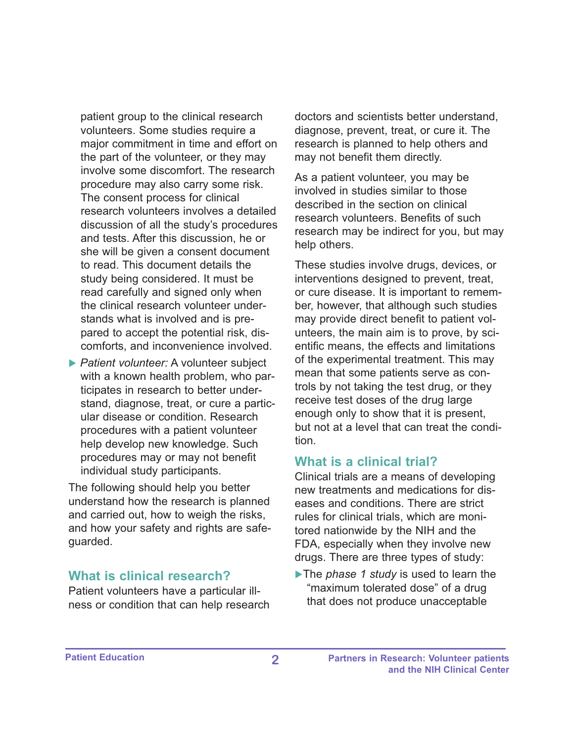patient group to the clinical research volunteers. Some studies require a major commitment in time and effort on the part of the volunteer, or they may involve some discomfort. The research procedure may also carry some risk. The consent process for clinical research volunteers involves a detailed discussion of all the study's procedures and tests. After this discussion, he or she will be given a consent document to read. This document details the study being considered. It must be read carefully and signed only when the clinical research volunteer understands what is involved and is prepared to accept the potential risk, discomforts, and inconvenience involved.

- *Patient volunteer:* A volunteer subject with a known health problem, who participates in research to better understand, diagnose, treat, or cure a particular disease or condition. Research procedures with a patient volunteer help develop new knowledge. Such procedures may or may not benefit individual study participants.

The following should help you better understand how the research is planned and carried out, how to weigh the risks, and how your safety and rights are safeguarded.

## What is clinical research?

Patient volunteers have a particular illness or condition that can help research doctors and scientists better understand, diagnose, prevent, treat, or cure it. The research is planned to help others and may not benefit them directly.

As a patient volunteer, you may be involved in studies similar to those described in the section on clinical research volunteers. Benefits of such research may be indirect for you, but may help others.

These studies involve drugs, devices, or interventions designed to prevent, treat, or cure disease. It is important to remember, however, that although such studies may provide direct benefit to patient volunteers, the main aim is to prove, by scientific means, the effects and limitations of the experimental treatment. This may mean that some patients serve as controls by not taking the test drug, or they receive test doses of the drug large enough only to show that it is present, but not at a level that can treat the condition.

## What is a clinical trial?

Clinical trials are a means of developing new treatments and medications for diseases and conditions. There are strict rules for clinical trials, which are monitored nationwide by the NIH and the FDA, especially when they involve new drugs. There are three types of study:

- The *phase 1 study* is used to learn the "maximum tolerated dose" of a drug that does not produce unacceptable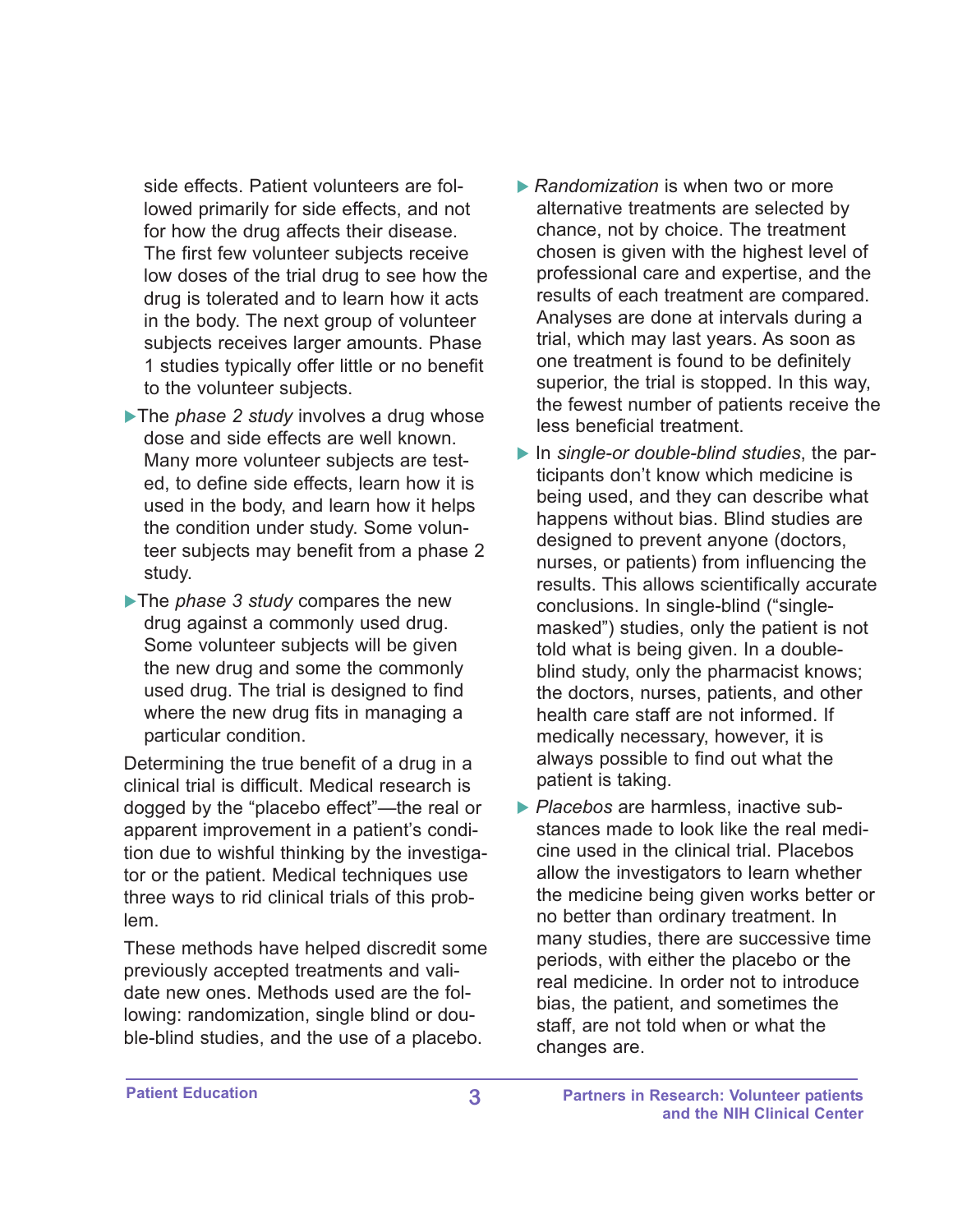side effects. Patient volunteers are followed primarily for side effects, and not for how the drug affects their disease. The first few volunteer subjects receive low doses of the trial drug to see how the drug is tolerated and to learn how it acts in the body. The next group of volunteer subjects receives larger amounts. Phase 1 studies typically offer little or no benefit to the volunteer subjects.

- The *phase 2 study* involves a drug whose dose and side effects are well known. Many more volunteer subjects are tested, to define side effects, learn how it is used in the body, and learn how it helps the condition under study. Some volunteer subjects may benefit from a phase 2 study.
- The *phase 3 study* compares the new drug against a commonly used drug. Some volunteer subjects will be given the new drug and some the commonly used drug. The trial is designed to find where the new drug fits in managing a particular condition.

Determining the true benefit of a drug in a clinical trial is difficult. Medical research is dogged by the "placebo effect"—the real or apparent improvement in a patient's condition due to wishful thinking by the investigator or the patient. Medical techniques use three ways to rid clinical trials of this problem.

These methods have helped discredit some previously accepted treatments and validate new ones. Methods used are the following: randomization, single blind or double-blind studies, and the use of a placebo.

- *Randomization* is when two or more alternative treatments are selected by chance, not by choice. The treatment chosen is given with the highest level of professional care and expertise, and the results of each treatment are compared. Analyses are done at intervals during a trial, which may last years. As soon as one treatment is found to be definitely superior, the trial is stopped. In this way, the fewest number of patients receive the less beneficial treatment.
- In *single-or double-blind studies*, the participants don't know which medicine is being used, and they can describe what happens without bias. Blind studies are designed to prevent anyone (doctors, nurses, or patients) from influencing the results. This allows scientifically accurate conclusions. In single-blind ("single-masked") studies, only the patient is not told what is being given. In a double-blind study, only the pharmacist knows; the doctors, nurses, patients, and other health care staff are not informed. If medically necessary, however, it is always possible to find out what the patient is taking.
- *Placebos* are harmless, inactive substances made to look like the real medicine used in the clinical trial. Placebos allow the investigators to learn whether the medicine being given works better or no better than ordinary treatment. In many studies, there are successive time periods, with either the placebo or the real medicine. In order not to introduce bias, the patient, and sometimes the staff, are not told when or what the changes are.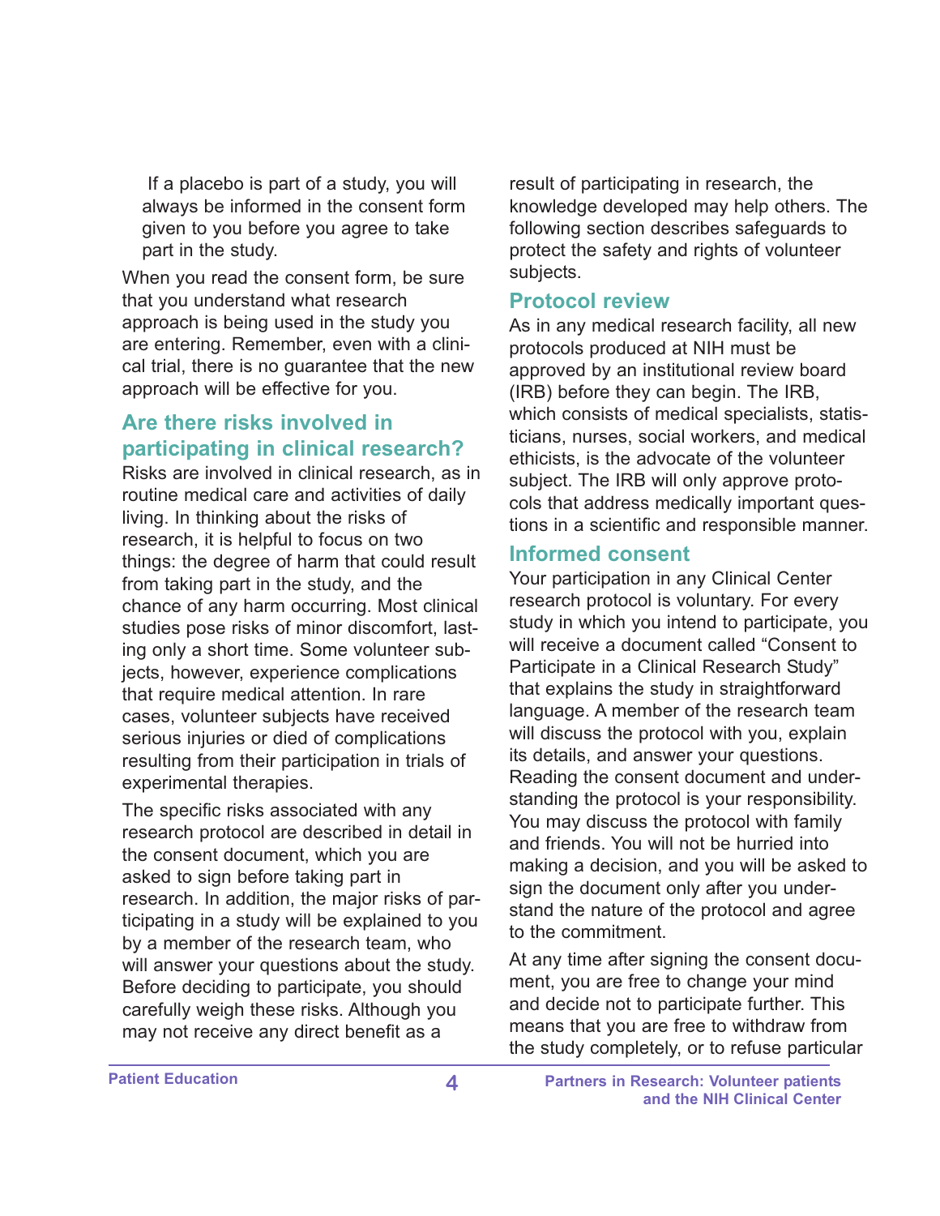If a placebo is part of a study, you will always be informed in the consent form given to you before you agree to take part in the study.

When you read the consent form, be sure that you understand what research approach is being used in the study you are entering. Remember, even with a clinical trial, there is no guarantee that the new approach will be effective for you.

## Are there risks involved in participating in clinical research?

Risks are involved in clinical research, as in routine medical care and activities of daily living. In thinking about the risks of research, it is helpful to focus on two things: the degree of harm that could result from taking part in the study, and the chance of any harm occurring. Most clinical studies pose risks of minor discomfort, lasting only a short time. Some volunteer subjects, however, experience complications that require medical attention. In rare cases, volunteer subjects have received serious injuries or died of complications resulting from their participation in trials of experimental therapies.

The specific risks associated with any research protocol are described in detail in the consent document, which you are asked to sign before taking part in research. In addition, the major risks of participating in a study will be explained to you by a member of the research team, who will answer your questions about the study. Before deciding to participate, you should carefully weigh these risks. Although you may not receive any direct benefit as a result of participating in research, the knowledge developed may help others. The following section describes safeguards to protect the safety and rights of volunteer subjects.

## Protocol review

As in any medical research facility, all new protocols produced at NIH must be approved by an institutional review board (IRB) before they can begin. The IRB, which consists of medical specialists, statisticians, nurses, social workers, and medical ethicists, is the advocate of the volunteer subject. The IRB will only approve protocols that address medically important questions in a scientific and responsible manner.

## Informed consent

Your participation in any Clinical Center research protocol is voluntary. For every study in which you intend to participate, you will receive a document called "Consent to Participate in a Clinical Research Study" that explains the study in straightforward language. A member of the research team will discuss the protocol with you, explain its details, and answer your questions. Reading the consent document and understanding the protocol is your responsibility. You may discuss the protocol with family and friends. You will not be hurried into making a decision, and you will be asked to sign the document only after you understand the nature of the protocol and agree to the commitment.

At any time after signing the consent document, you are free to change your mind and decide not to participate further. This means that you are free to withdraw from the study completely, or to refuse particular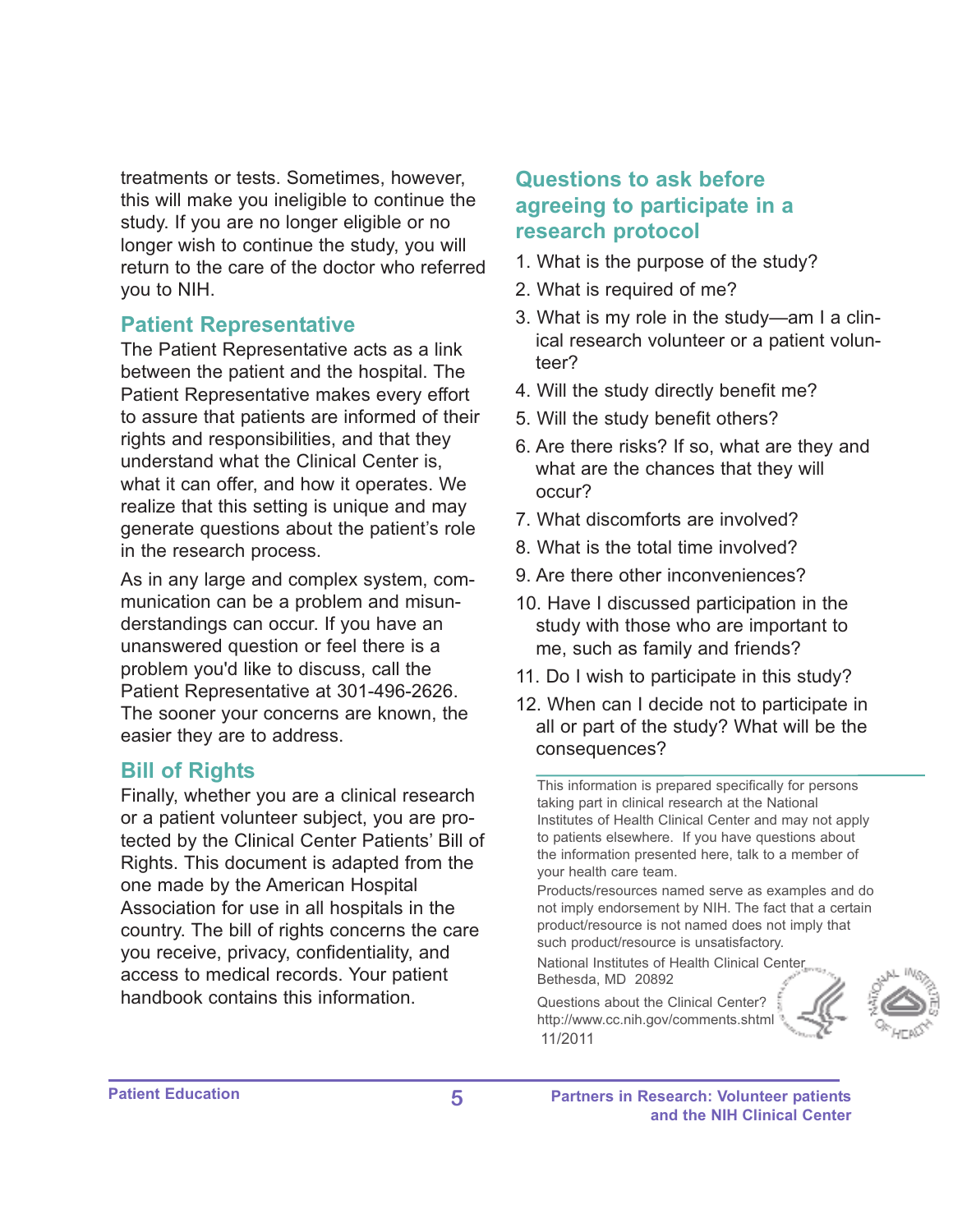treatments or tests. Sometimes, however, this will make you ineligible to continue the study. If you are no longer eligible or no longer wish to continue the study, you will return to the care of the doctor who referred you to NIH.

## Patient Representative

The Patient Representative acts as a link between the patient and the hospital. The Patient Representative makes every effort to assure that patients are informed of their rights and responsibilities, and that they understand what the Clinical Center is, what it can offer, and how it operates. We realize that this setting is unique and may generate questions about the patient's role in the research process.

As in any large and complex system, communication can be a problem and misunderstandings can occur. If you have an unanswered question or feel there is a problem you'd like to discuss, call the Patient Representative at 301-496-2626. The sooner your concerns are known, the easier they are to address.

## Bill of Rights

Finally, whether you are a clinical research or a patient volunteer subject, you are protected by the Clinical Center Patients' Bill of Rights. This document is adapted from the one made by the American Hospital Association for use in all hospitals in the country. The bill of rights concerns the care you receive, privacy, confidentiality, and access to medical records. Your patient handbook contains this information.

## Questions to ask before agreeing to participate in a research protocol

1. What is the purpose of the study?
2. What is required of me?
3. What is my role in the study—am I a clinical research volunteer or a patient volunteer?
4. Will the study directly benefit me?
5. Will the study benefit others?
6. Are there risks? If so, what are they and what are the chances that they will occur?
7. What discomforts are involved?
8. What is the total time involved?
9. Are there other inconveniences?
10. Have I discussed participation in the study with those who are important to me, such as family and friends?
11. Do I wish to participate in this study?
12. When can I decide not to participate in all or part of the study? What will be the consequences?

---

This information is prepared specifically for persons taking part in clinical research at the National Institutes of Health Clinical Center and may not apply to patients elsewhere. If you have questions about the information presented here, talk to a member of your health care team.

Products/resources named serve as examples and do not imply endorsement by NIH. The fact that a certain product/resource is not named does not imply that such product/resource is unsatisfactory.

National Institutes of Health Clinical Center
Bethesda, MD 20892

Questions about the Clinical Center?
http://www.cc.nih.gov/comments.shtml
11/2011